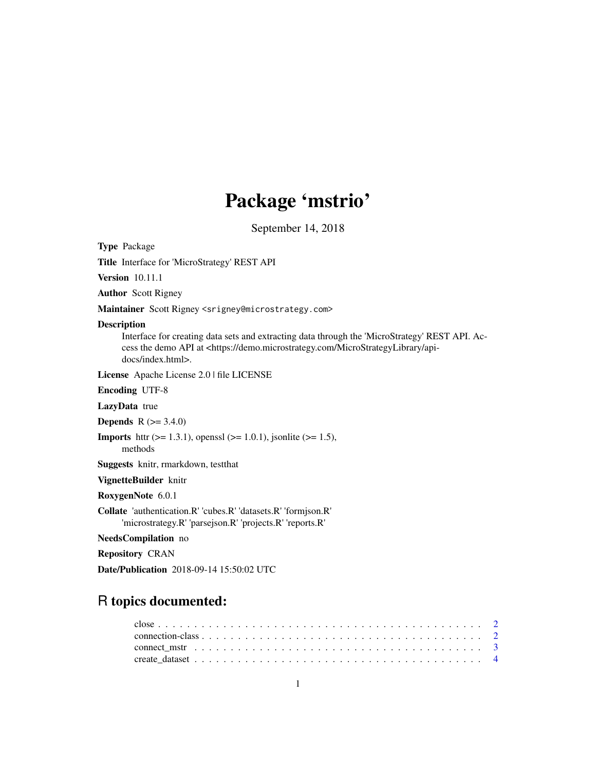# Package 'mstrio'

September 14, 2018

**Type** Package

**Title** Interface for 'MicroStrategy' REST API

**Version** 10.11.1

**Author** Scott Rigney

**Maintainer** Scott Rigney <srigney@microstrategy.com>

**Description**
Interface for creating data sets and extracting data through the 'MicroStrategy' REST API. Access the demo API at <https://demo.microstrategy.com/MicroStrategyLibrary/api-docs/index.html>.

**License** Apache License 2.0 | file LICENSE

**Encoding** UTF-8

**LazyData** true

**Depends** R (>= 3.4.0)

**Imports** httr (>= 1.3.1), openssl (>= 1.0.1), jsonlite (>= 1.5), methods

**Suggests** knitr, rmarkdown, testthat

**VignetteBuilder** knitr

**RoxygenNote** 6.0.1

**Collate** 'authentication.R' 'cubes.R' 'datasets.R' 'formjson.R' 'microstrategy.R' 'parsejson.R' 'projects.R' 'reports.R'

**NeedsCompilation** no

**Repository** CRAN

**Date/Publication** 2018-09-14 15:50:02 UTC

## R topics documented:

close . . . . . . . . . . . . . . . . . . . . . . . . . . . . . . . . . . . . . . . . . . . 2
connection-class . . . . . . . . . . . . . . . . . . . . . . . . . . . . . . . . . . . . . 2
connect_mstr . . . . . . . . . . . . . . . . . . . . . . . . . . . . . . . . . . . . . . . 3
create_dataset . . . . . . . . . . . . . . . . . . . . . . . . . . . . . . . . . . . . . . 4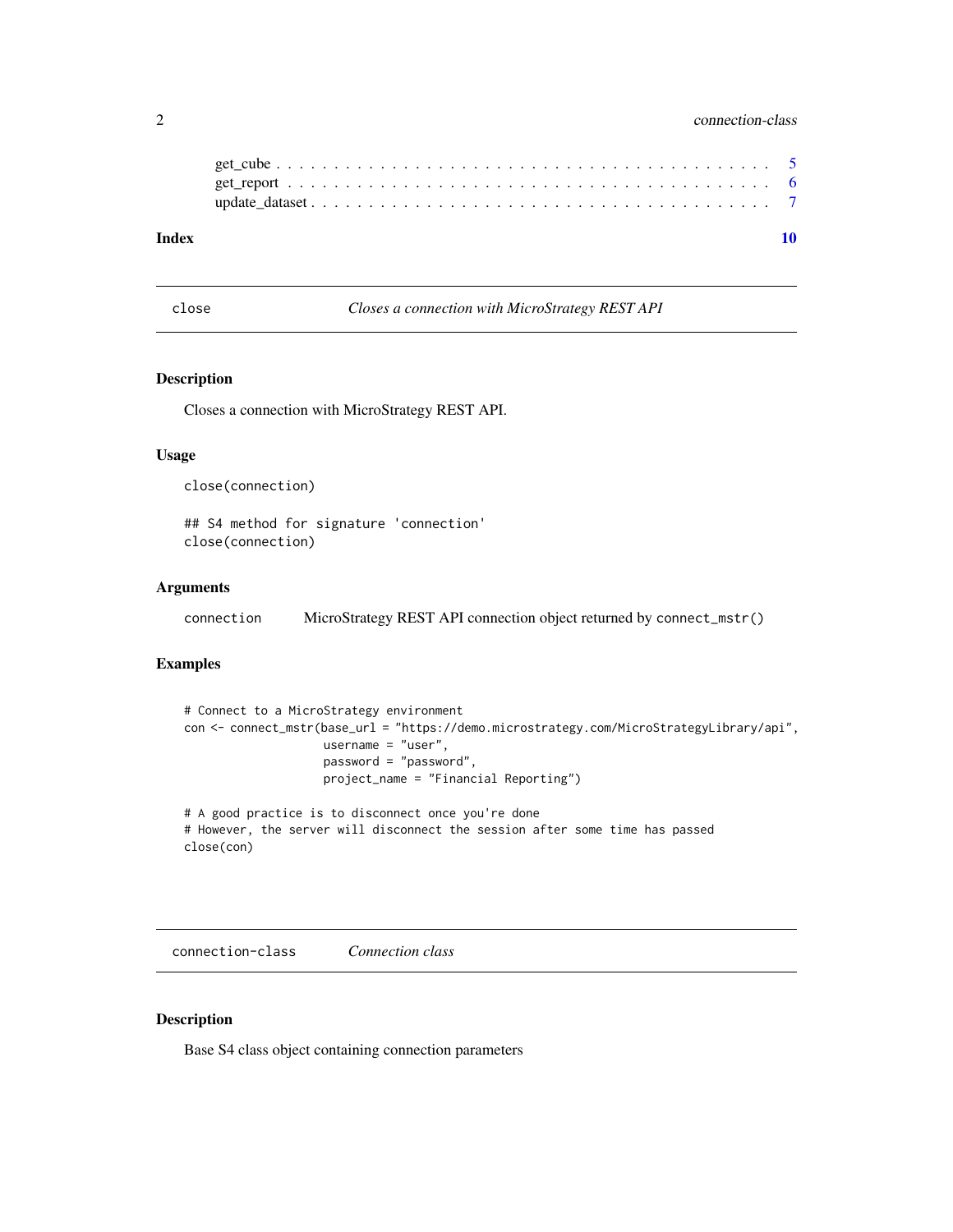get_cube . . . . . . . . . . . . . . . . . . . . . . . . . . . . . . . . . . . . . . . . . 5
get_report . . . . . . . . . . . . . . . . . . . . . . . . . . . . . . . . . . . . . . . . 6
update_dataset . . . . . . . . . . . . . . . . . . . . . . . . . . . . . . . . . . . . . . 7

**Index** **10**

---

## close — *Closes a connection with MicroStrategy REST API*

### Description

Closes a connection with MicroStrategy REST API.

### Usage

```
close(connection)

## S4 method for signature 'connection'
close(connection)
```

### Arguments

| | |
|---|---|
| connection | MicroStrategy REST API connection object returned by `connect_mstr()` |

### Examples

```
# Connect to a MicroStrategy environment
con <- connect_mstr(base_url = "https://demo.microstrategy.com/MicroStrategyLibrary/api",
                    username = "user",
                    password = "password",
                    project_name = "Financial Reporting")

# A good practice is to disconnect once you're done
# However, the server will disconnect the session after some time has passed
close(con)
```

---

## connection-class — *Connection class*

### Description

Base S4 class object containing connection parameters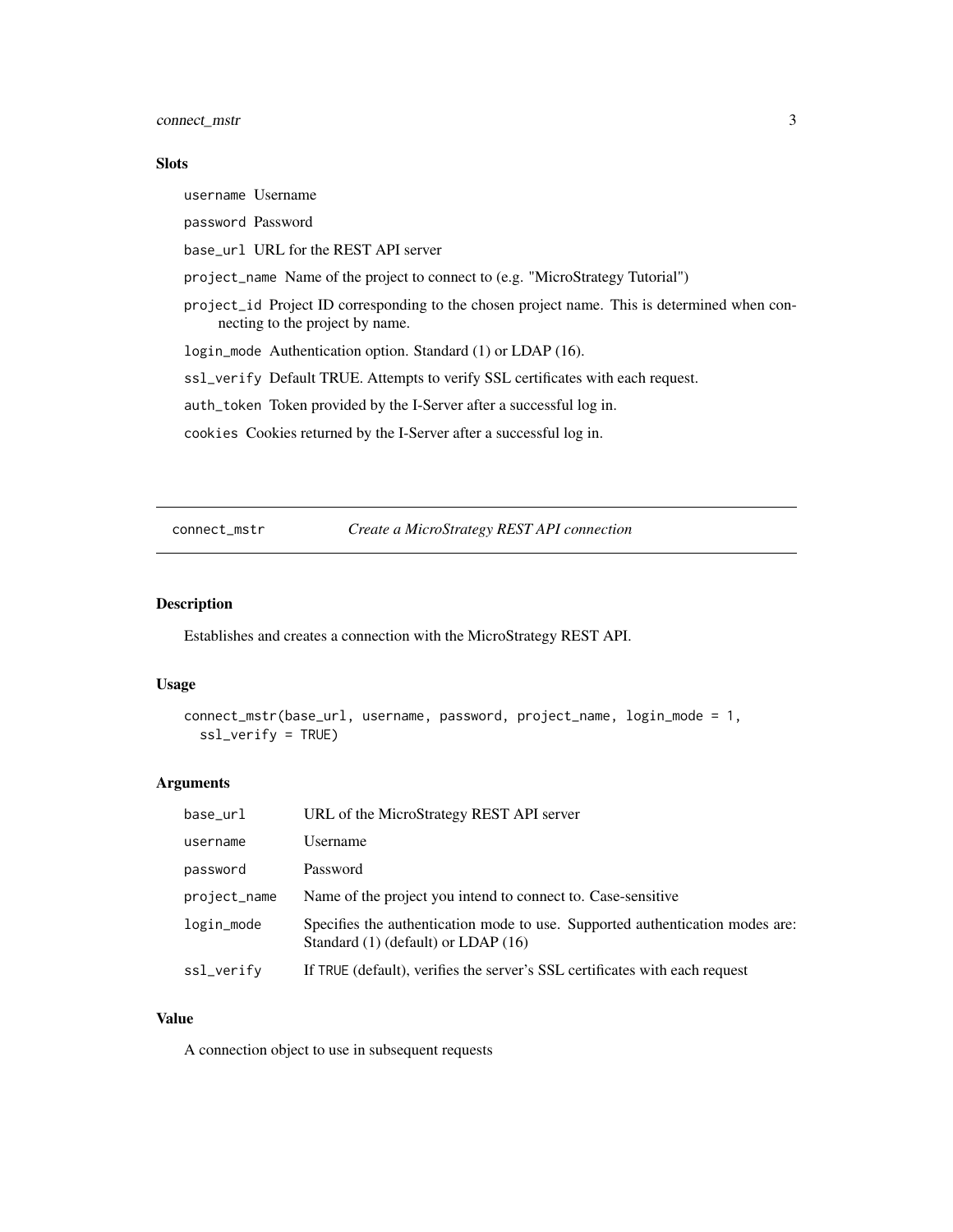### Slots

`username` Username

`password` Password

`base_url` URL for the REST API server

`project_name` Name of the project to connect to (e.g. "MicroStrategy Tutorial")

`project_id` Project ID corresponding to the chosen project name. This is determined when connecting to the project by name.

`login_mode` Authentication option. Standard (1) or LDAP (16).

`ssl_verify` Default TRUE. Attempts to verify SSL certificates with each request.

`auth_token` Token provided by the I-Server after a successful log in.

`cookies` Cookies returned by the I-Server after a successful log in.

---

## connect_mstr — *Create a MicroStrategy REST API connection*

---

### Description

Establishes and creates a connection with the MicroStrategy REST API.

### Usage

```
connect_mstr(base_url, username, password, project_name, login_mode = 1,
  ssl_verify = TRUE)
```

### Arguments

| | |
|---|---|
| `base_url` | URL of the MicroStrategy REST API server |
| `username` | Username |
| `password` | Password |
| `project_name` | Name of the project you intend to connect to. Case-sensitive |
| `login_mode` | Specifies the authentication mode to use. Supported authentication modes are: Standard (1) (default) or LDAP (16) |
| `ssl_verify` | If `TRUE` (default), verifies the server's SSL certificates with each request |

### Value

A connection object to use in subsequent requests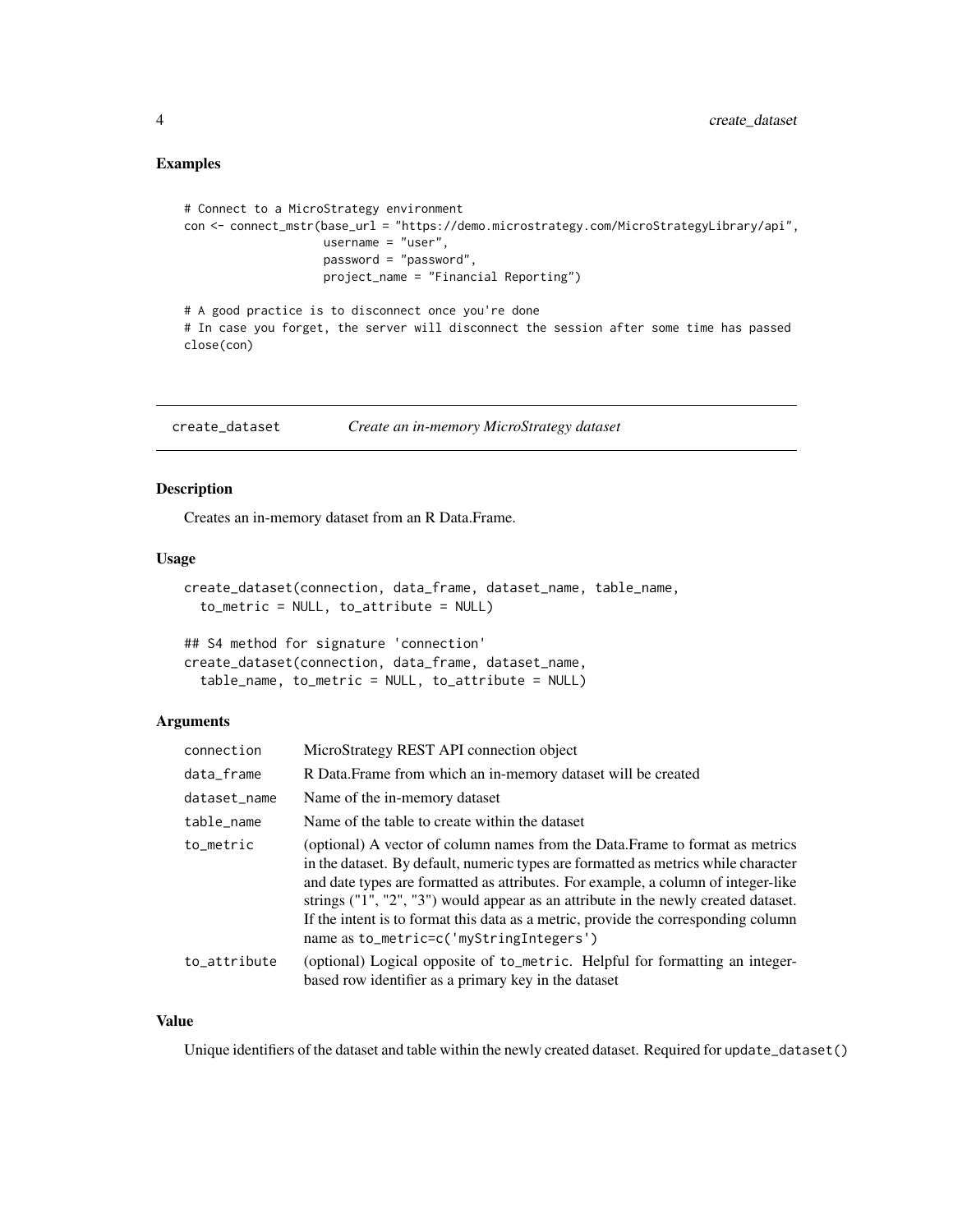## Examples

```
# Connect to a MicroStrategy environment
con <- connect_mstr(base_url = "https://demo.microstrategy.com/MicroStrategyLibrary/api",
                    username = "user",
                    password = "password",
                    project_name = "Financial Reporting")

# A good practice is to disconnect once you're done
# In case you forget, the server will disconnect the session after some time has passed
close(con)
```

---

# create_dataset — *Create an in-memory MicroStrategy dataset*

## Description

Creates an in-memory dataset from an R Data.Frame.

## Usage

```
create_dataset(connection, data_frame, dataset_name, table_name,
  to_metric = NULL, to_attribute = NULL)

## S4 method for signature 'connection'
create_dataset(connection, data_frame, dataset_name,
  table_name, to_metric = NULL, to_attribute = NULL)
```

## Arguments

| | |
|---|---|
| `connection` | MicroStrategy REST API connection object |
| `data_frame` | R Data.Frame from which an in-memory dataset will be created |
| `dataset_name` | Name of the in-memory dataset |
| `table_name` | Name of the table to create within the dataset |
| `to_metric` | (optional) A vector of column names from the Data.Frame to format as metrics in the dataset. By default, numeric types are formatted as metrics while character and date types are formatted as attributes. For example, a column of integer-like strings ("1", "2", "3") would appear as an attribute in the newly created dataset. If the intent is to format this data as a metric, provide the corresponding column name as `to_metric=c('myStringIntegers')` |
| `to_attribute` | (optional) Logical opposite of `to_metric`. Helpful for formatting an integer-based row identifier as a primary key in the dataset |

## Value

Unique identifiers of the dataset and table within the newly created dataset. Required for `update_dataset()`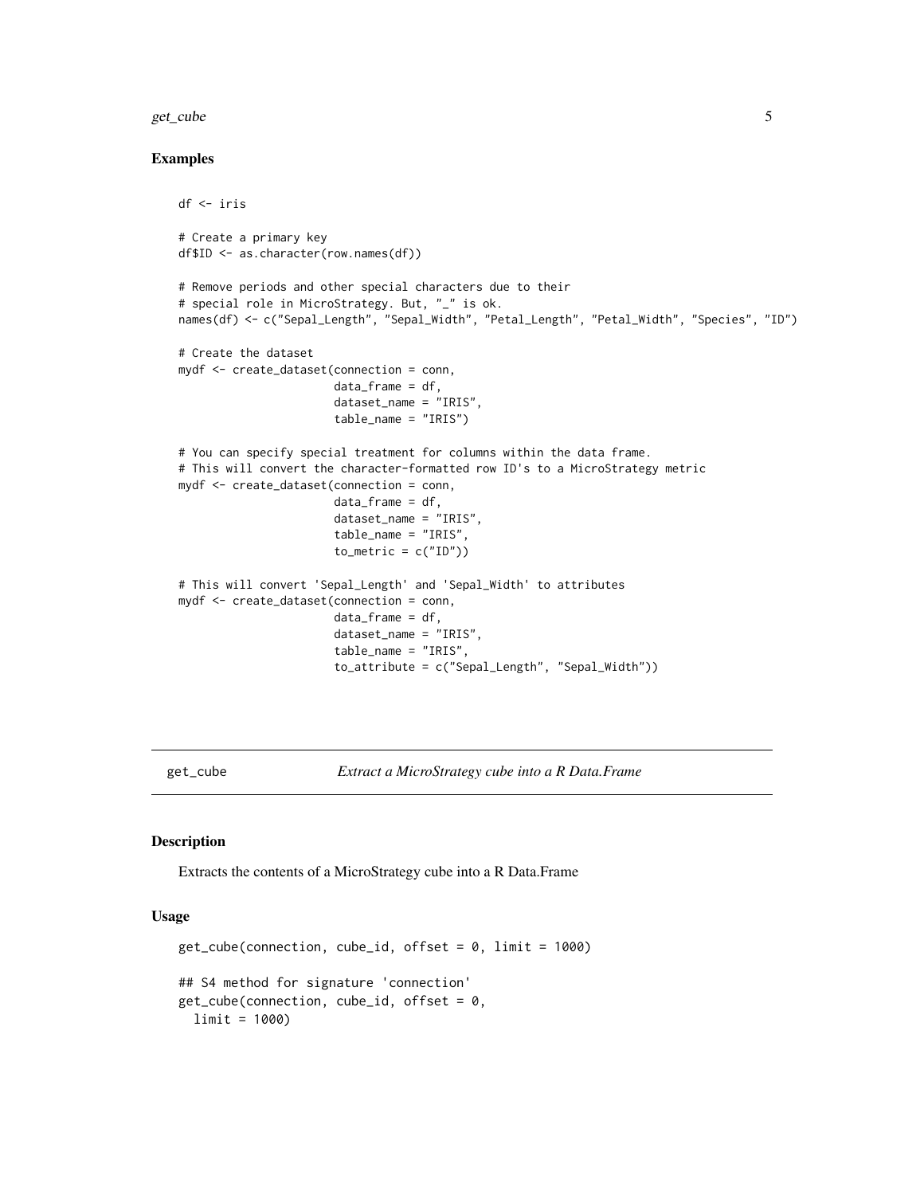### Examples

```
df <- iris

# Create a primary key
df$ID <- as.character(row.names(df))

# Remove periods and other special characters due to their
# special role in MicroStrategy. But, "_" is ok.
names(df) <- c("Sepal_Length", "Sepal_Width", "Petal_Length", "Petal_Width", "Species", "ID")

# Create the dataset
mydf <- create_dataset(connection = conn,
                       data_frame = df,
                       dataset_name = "IRIS",
                       table_name = "IRIS")

# You can specify special treatment for columns within the data frame.
# This will convert the character-formatted row ID's to a MicroStrategy metric
mydf <- create_dataset(connection = conn,
                       data_frame = df,
                       dataset_name = "IRIS",
                       table_name = "IRIS",
                       to_metric = c("ID"))

# This will convert 'Sepal_Length' and 'Sepal_Width' to attributes
mydf <- create_dataset(connection = conn,
                       data_frame = df,
                       dataset_name = "IRIS",
                       table_name = "IRIS",
                       to_attribute = c("Sepal_Length", "Sepal_Width"))
```

## get_cube — *Extract a MicroStrategy cube into a R Data.Frame*

### Description

Extracts the contents of a MicroStrategy cube into a R Data.Frame

### Usage

```
get_cube(connection, cube_id, offset = 0, limit = 1000)

## S4 method for signature 'connection'
get_cube(connection, cube_id, offset = 0,
  limit = 1000)
```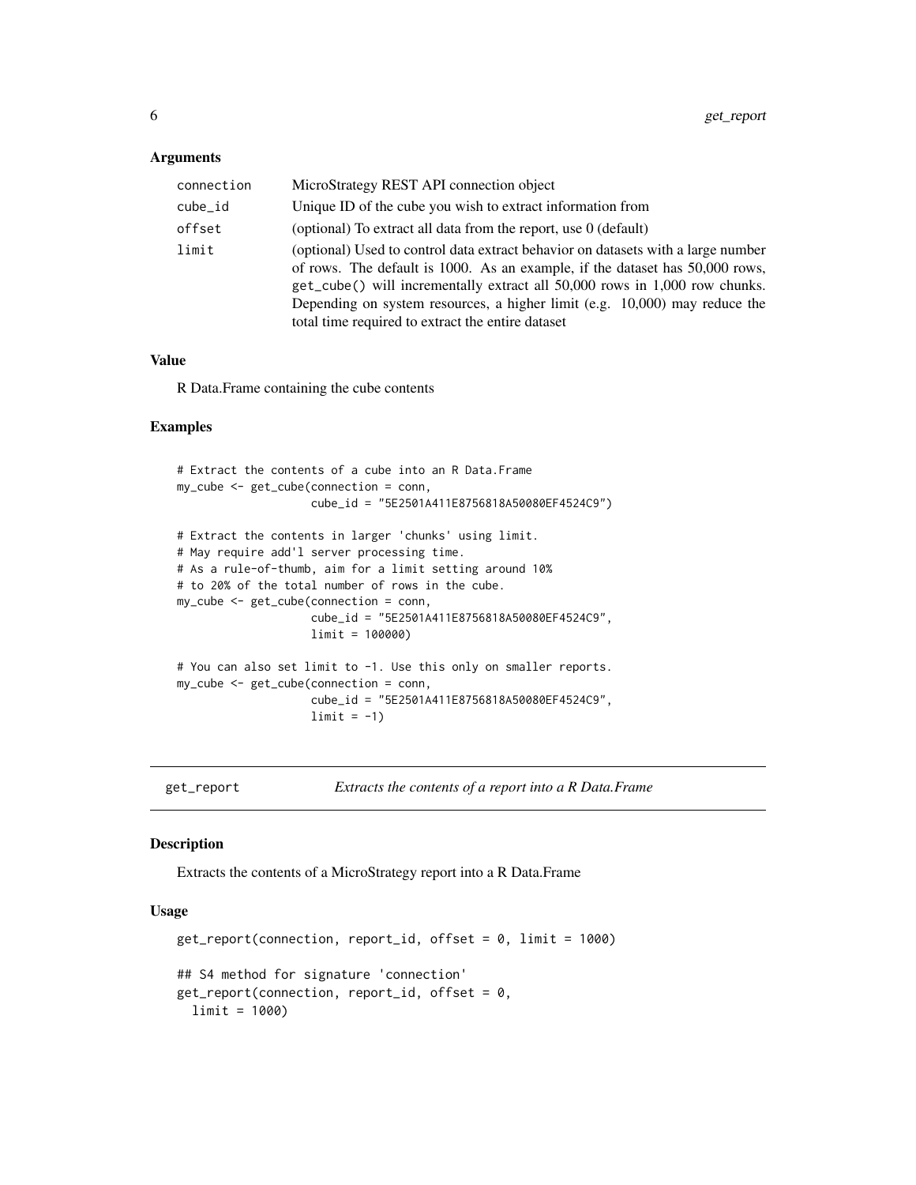### Arguments

| | |
|---|---|
| connection | MicroStrategy REST API connection object |
| cube_id | Unique ID of the cube you wish to extract information from |
| offset | (optional) To extract all data from the report, use 0 (default) |
| limit | (optional) Used to control data extract behavior on datasets with a large number of rows. The default is 1000. As an example, if the dataset has 50,000 rows, get_cube() will incrementally extract all 50,000 rows in 1,000 row chunks. Depending on system resources, a higher limit (e.g. 10,000) may reduce the total time required to extract the entire dataset |

### Value

R Data.Frame containing the cube contents

### Examples

```
# Extract the contents of a cube into an R Data.Frame
my_cube <- get_cube(connection = conn,
                    cube_id = "5E2501A411E8756818A50080EF4524C9")

# Extract the contents in larger 'chunks' using limit.
# May require add'l server processing time.
# As a rule-of-thumb, aim for a limit setting around 10%
# to 20% of the total number of rows in the cube.
my_cube <- get_cube(connection = conn,
                    cube_id = "5E2501A411E8756818A50080EF4524C9",
                    limit = 100000)

# You can also set limit to -1. Use this only on smaller reports.
my_cube <- get_cube(connection = conn,
                    cube_id = "5E2501A411E8756818A50080EF4524C9",
                    limit = -1)
```

## get_report — *Extracts the contents of a report into a R Data.Frame*

### Description

Extracts the contents of a MicroStrategy report into a R Data.Frame

### Usage

```
get_report(connection, report_id, offset = 0, limit = 1000)

## S4 method for signature 'connection'
get_report(connection, report_id, offset = 0,
  limit = 1000)
```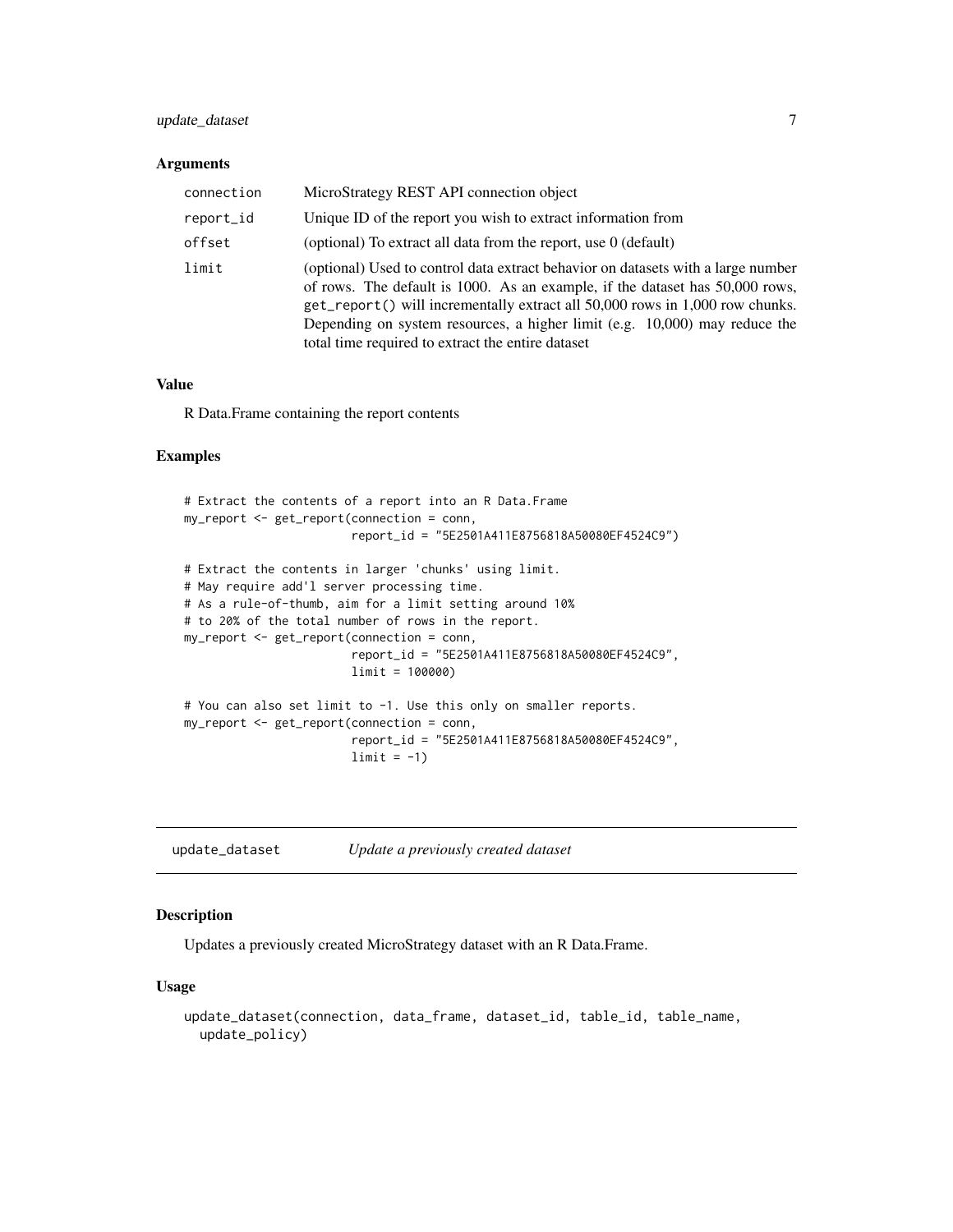### Arguments

| | |
|---|---|
| connection | MicroStrategy REST API connection object |
| report_id | Unique ID of the report you wish to extract information from |
| offset | (optional) To extract all data from the report, use 0 (default) |
| limit | (optional) Used to control data extract behavior on datasets with a large number of rows. The default is 1000. As an example, if the dataset has 50,000 rows, get_report() will incrementally extract all 50,000 rows in 1,000 row chunks. Depending on system resources, a higher limit (e.g. 10,000) may reduce the total time required to extract the entire dataset |

### Value

R Data.Frame containing the report contents

### Examples

```
# Extract the contents of a report into an R Data.Frame
my_report <- get_report(connection = conn,
                        report_id = "5E2501A411E8756818A50080EF4524C9")

# Extract the contents in larger 'chunks' using limit.
# May require add'l server processing time.
# As a rule-of-thumb, aim for a limit setting around 10%
# to 20% of the total number of rows in the report.
my_report <- get_report(connection = conn,
                        report_id = "5E2501A411E8756818A50080EF4524C9",
                        limit = 100000)

# You can also set limit to -1. Use this only on smaller reports.
my_report <- get_report(connection = conn,
                        report_id = "5E2501A411E8756818A50080EF4524C9",
                        limit = -1)
```

## update_dataset    *Update a previously created dataset*

### Description

Updates a previously created MicroStrategy dataset with an R Data.Frame.

### Usage

```
update_dataset(connection, data_frame, dataset_id, table_id, table_name,
  update_policy)
```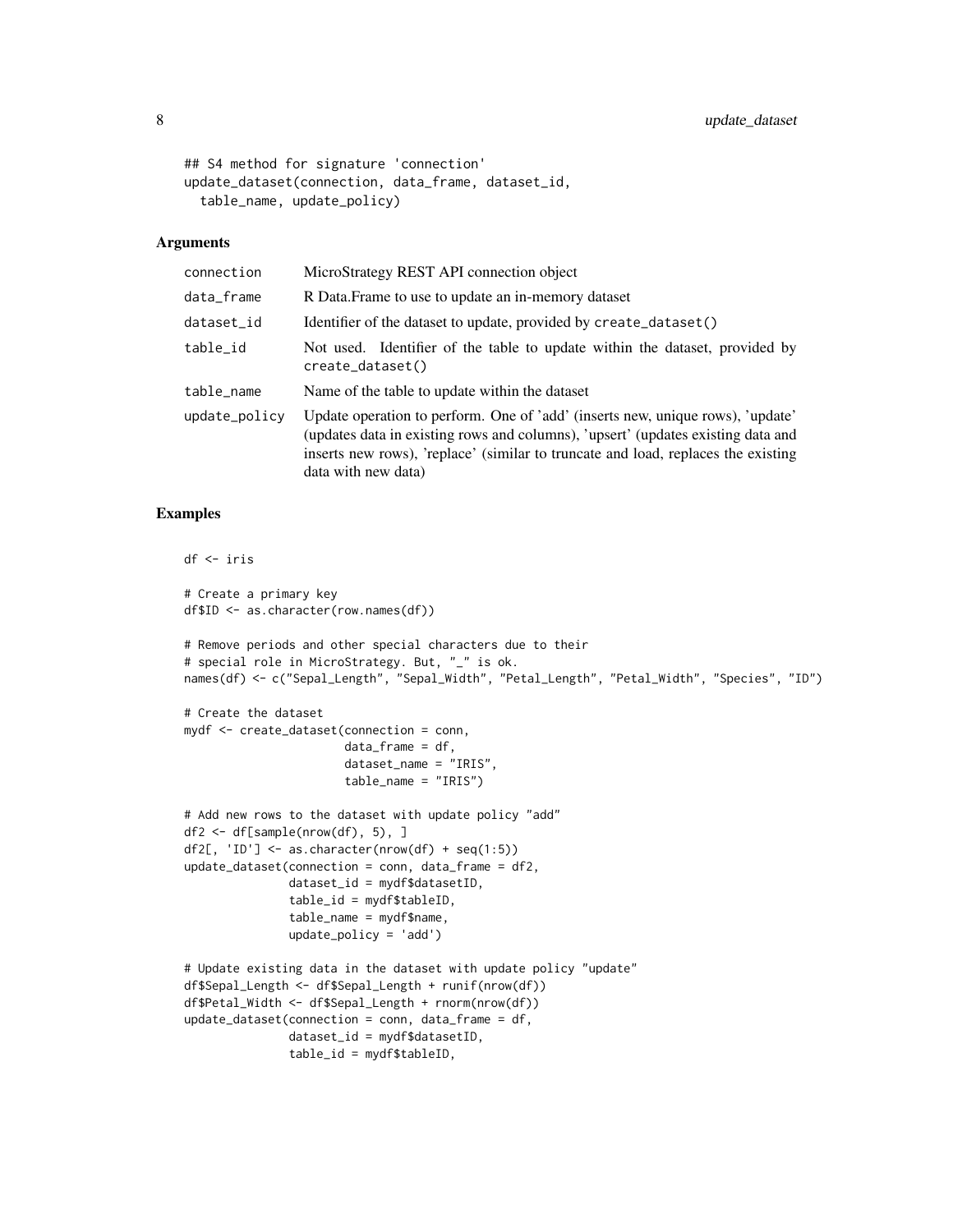```
## S4 method for signature 'connection'
update_dataset(connection, data_frame, dataset_id,
  table_name, update_policy)
```

### Arguments

| | |
|---|---|
| connection | MicroStrategy REST API connection object |
| data_frame | R Data.Frame to use to update an in-memory dataset |
| dataset_id | Identifier of the dataset to update, provided by create_dataset() |
| table_id | Not used. Identifier of the table to update within the dataset, provided by create_dataset() |
| table_name | Name of the table to update within the dataset |
| update_policy | Update operation to perform. One of 'add' (inserts new, unique rows), 'update' (updates data in existing rows and columns), 'upsert' (updates existing data and inserts new rows), 'replace' (similar to truncate and load, replaces the existing data with new data) |

### Examples

```
df <- iris

# Create a primary key
df$ID <- as.character(row.names(df))

# Remove periods and other special characters due to their
# special role in MicroStrategy. But, "_" is ok.
names(df) <- c("Sepal_Length", "Sepal_Width", "Petal_Length", "Petal_Width", "Species", "ID")

# Create the dataset
mydf <- create_dataset(connection = conn,
                       data_frame = df,
                       dataset_name = "IRIS",
                       table_name = "IRIS")

# Add new rows to the dataset with update policy "add"
df2 <- df[sample(nrow(df), 5), ]
df2[, 'ID'] <- as.character(nrow(df) + seq(1:5))
update_dataset(connection = conn, data_frame = df2,
               dataset_id = mydf$datasetID,
               table_id = mydf$tableID,
               table_name = mydf$name,
               update_policy = 'add')

# Update existing data in the dataset with update policy "update"
df$Sepal_Length <- df$Sepal_Length + runif(nrow(df))
df$Petal_Width <- df$Sepal_Length + rnorm(nrow(df))
update_dataset(connection = conn, data_frame = df,
               dataset_id = mydf$datasetID,
               table_id = mydf$tableID,
```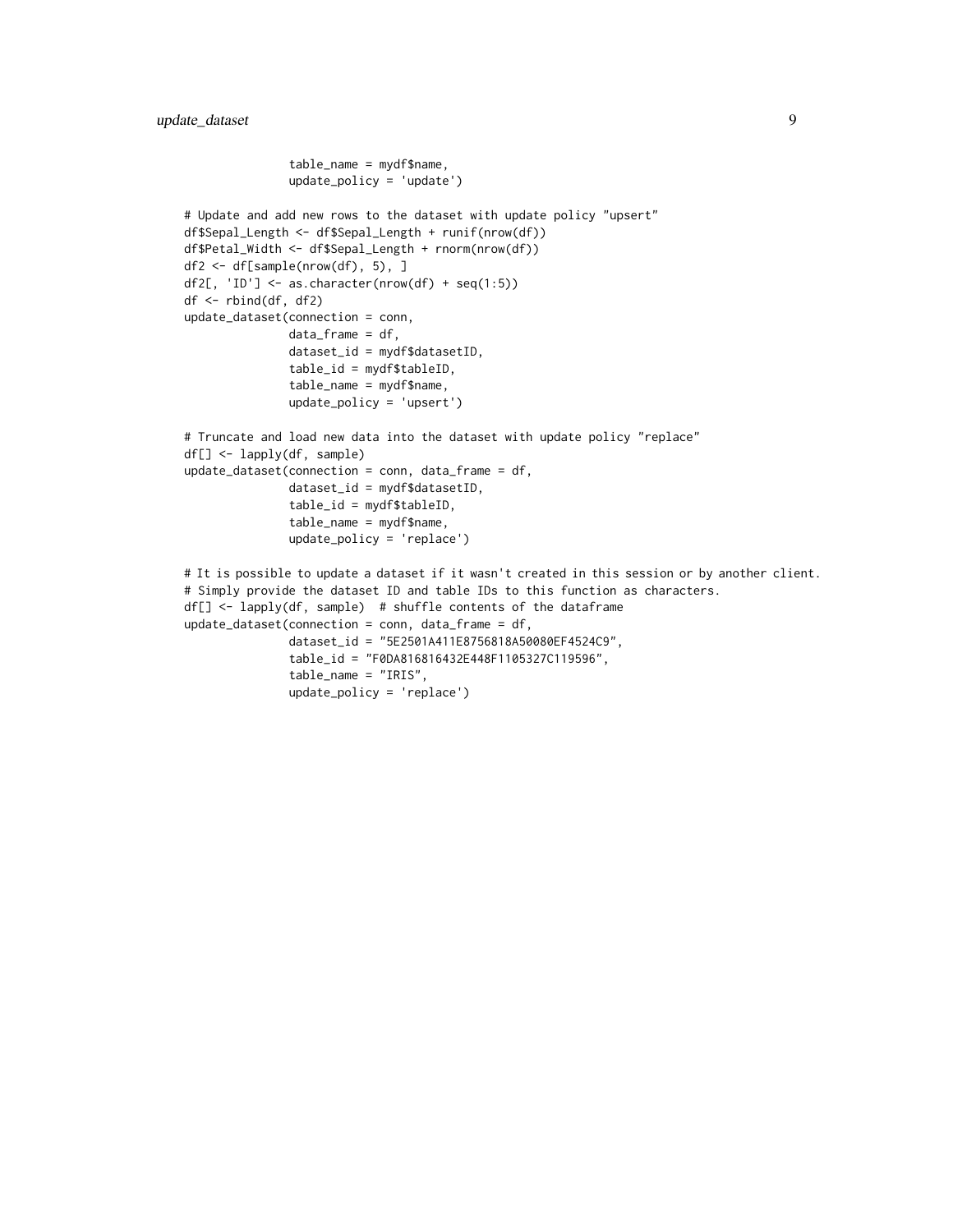```
               table_name = mydf$name,
               update_policy = 'update')

# Update and add new rows to the dataset with update policy "upsert"
df$Sepal_Length <- df$Sepal_Length + runif(nrow(df))
df$Petal_Width <- df$Sepal_Length + rnorm(nrow(df))
df2 <- df[sample(nrow(df), 5), ]
df2[, 'ID'] <- as.character(nrow(df) + seq(1:5))
df <- rbind(df, df2)
update_dataset(connection = conn,
               data_frame = df,
               dataset_id = mydf$datasetID,
               table_id = mydf$tableID,
               table_name = mydf$name,
               update_policy = 'upsert')

# Truncate and load new data into the dataset with update policy "replace"
df[] <- lapply(df, sample)
update_dataset(connection = conn, data_frame = df,
               dataset_id = mydf$datasetID,
               table_id = mydf$tableID,
               table_name = mydf$name,
               update_policy = 'replace')

# It is possible to update a dataset if it wasn't created in this session or by another client.
# Simply provide the dataset ID and table IDs to this function as characters.
df[] <- lapply(df, sample)  # shuffle contents of the dataframe
update_dataset(connection = conn, data_frame = df,
               dataset_id = "5E2501A411E8756818A50080EF4524C9",
               table_id = "F0DA816816432E448F1105327C119596",
               table_name = "IRIS",
               update_policy = 'replace')
```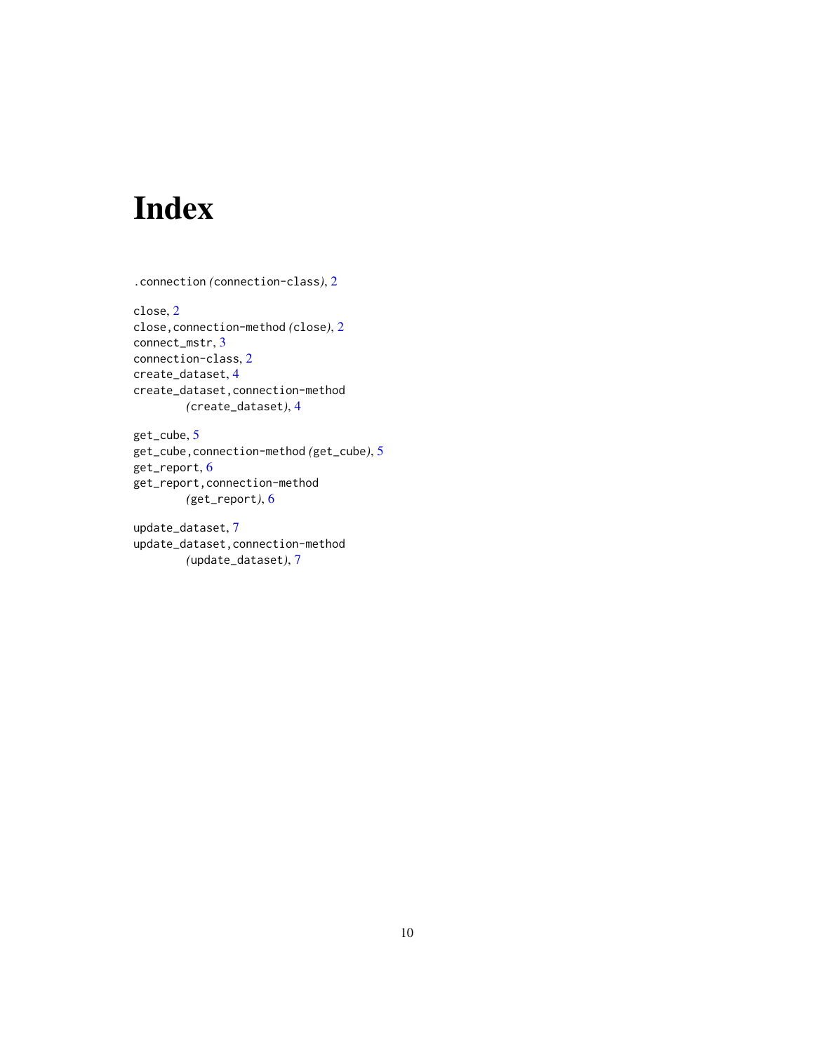# Index

.connection (connection-class), 2

close, 2
close,connection-method (close), 2
connect_mstr, 3
connection-class, 2
create_dataset, 4
create_dataset,connection-method (create_dataset), 4

get_cube, 5
get_cube,connection-method (get_cube), 5
get_report, 6
get_report,connection-method (get_report), 6

update_dataset, 7
update_dataset,connection-method (update_dataset), 7